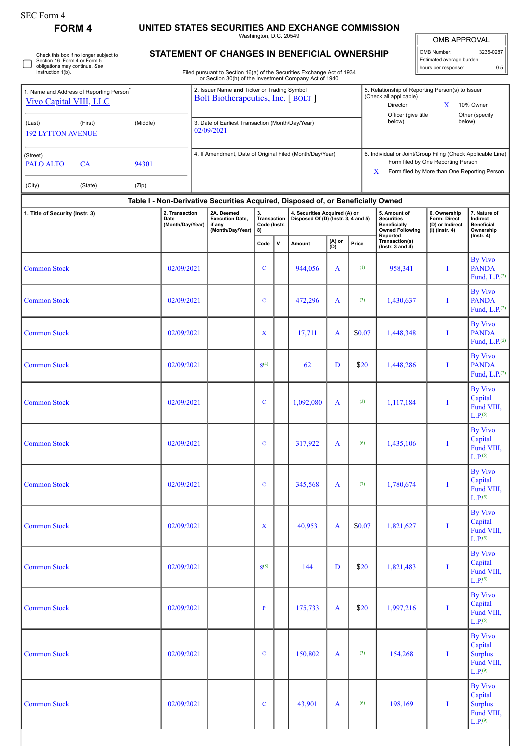SEC Form 4

# FORM 4

# UNITED STATES SECURITIES AND EXCHANGE COMMISSION

Washington, D.C. 20549

## STATEMENT OF CHANGES IN BENEFICIAL OWNERSHIP

Check this box if no longer subject to Section 16. Form 4 or Form 5 obligations may continue. *See* Instruction 1(b).

Filed pursuant to Section 16(a) of the Securities Exchange Act of 1934 or Section 30(h) of the Investment Company Act of 1940

| OMB APPROVAL | |
|---|---|
| OMB Number: | 3235-0287 |
| Estimated average burden | |
| hours per response: | 0.5 |

1. Name and Address of Reporting Person*
Vivo Capital VIII, LLC

(Last) (First) (Middle)
192 LYTTON AVENUE

(Street)
PALO ALTO CA 94301

(City) (State) (Zip)

2. Issuer Name **and** Ticker or Trading Symbol
Bolt Biotherapeutics, Inc. [ BOLT ]

3. Date of Earliest Transaction (Month/Day/Year)
02/09/2021

4. If Amendment, Date of Original Filed (Month/Day/Year)

5. Relationship of Reporting Person(s) to Issuer (Check all applicable)
Director
X 10% Owner
Officer (give title below)
Other (specify below)

6. Individual or Joint/Group Filing (Check Applicable Line)
Form filed by One Reporting Person
X Form filed by More than One Reporting Person

**Table I - Non-Derivative Securities Acquired, Disposed of, or Beneficially Owned**

| 1. Title of Security (Instr. 3) | 2. Transaction Date (Month/Day/Year) | 2A. Deemed Execution Date, if any (Month/Day/Year) | 3. Transaction Code (Instr. 8) | | 4. Securities Acquired (A) or Disposed Of (D) (Instr. 3, 4 and 5) | | | 5. Amount of Securities Beneficially Owned Following Reported Transaction(s) (Instr. 3 and 4) | 6. Ownership Form: Direct (D) or Indirect (I) (Instr. 4) | 7. Nature of Indirect Beneficial Ownership (Instr. 4) |
|---|---|---|---|---|---|---|---|---|---|---|
| | | | Code | V | Amount | (A) or (D) | Price | | | |
| Common Stock | 02/09/2021 | | C | | 944,056 | A | (1) | 958,341 | I | By Vivo PANDA Fund, L.P.(2) |
| Common Stock | 02/09/2021 | | C | | 472,296 | A | (3) | 1,430,637 | I | By Vivo PANDA Fund, L.P.(2) |
| Common Stock | 02/09/2021 | | X | | 17,711 | A | $0.07 | 1,448,348 | I | By Vivo PANDA Fund, L.P.(2) |
| Common Stock | 02/09/2021 | | S(4) | | 62 | D | $20 | 1,448,286 | I | By Vivo PANDA Fund, L.P.(2) |
| Common Stock | 02/09/2021 | | C | | 1,092,080 | A | (3) | 1,117,184 | I | By Vivo Capital Fund VIII, L.P.(5) |
| Common Stock | 02/09/2021 | | C | | 317,922 | A | (6) | 1,435,106 | I | By Vivo Capital Fund VIII, L.P.(5) |
| Common Stock | 02/09/2021 | | C | | 345,568 | A | (7) | 1,780,674 | I | By Vivo Capital Fund VIII, L.P.(5) |
| Common Stock | 02/09/2021 | | X | | 40,953 | A | $0.07 | 1,821,627 | I | By Vivo Capital Fund VIII, L.P.(5) |
| Common Stock | 02/09/2021 | | S(8) | | 144 | D | $20 | 1,821,483 | I | By Vivo Capital Fund VIII, L.P.(5) |
| Common Stock | 02/09/2021 | | P | | 175,733 | A | $20 | 1,997,216 | I | By Vivo Capital Fund VIII, L.P.(5) |
| Common Stock | 02/09/2021 | | C | | 150,802 | A | (3) | 154,268 | I | By Vivo Capital Surplus Fund VIII, L.P.(9) |
| Common Stock | 02/09/2021 | | C | | 43,901 | A | (6) | 198,169 | I | By Vivo Capital Surplus Fund VIII, L.P.(9) |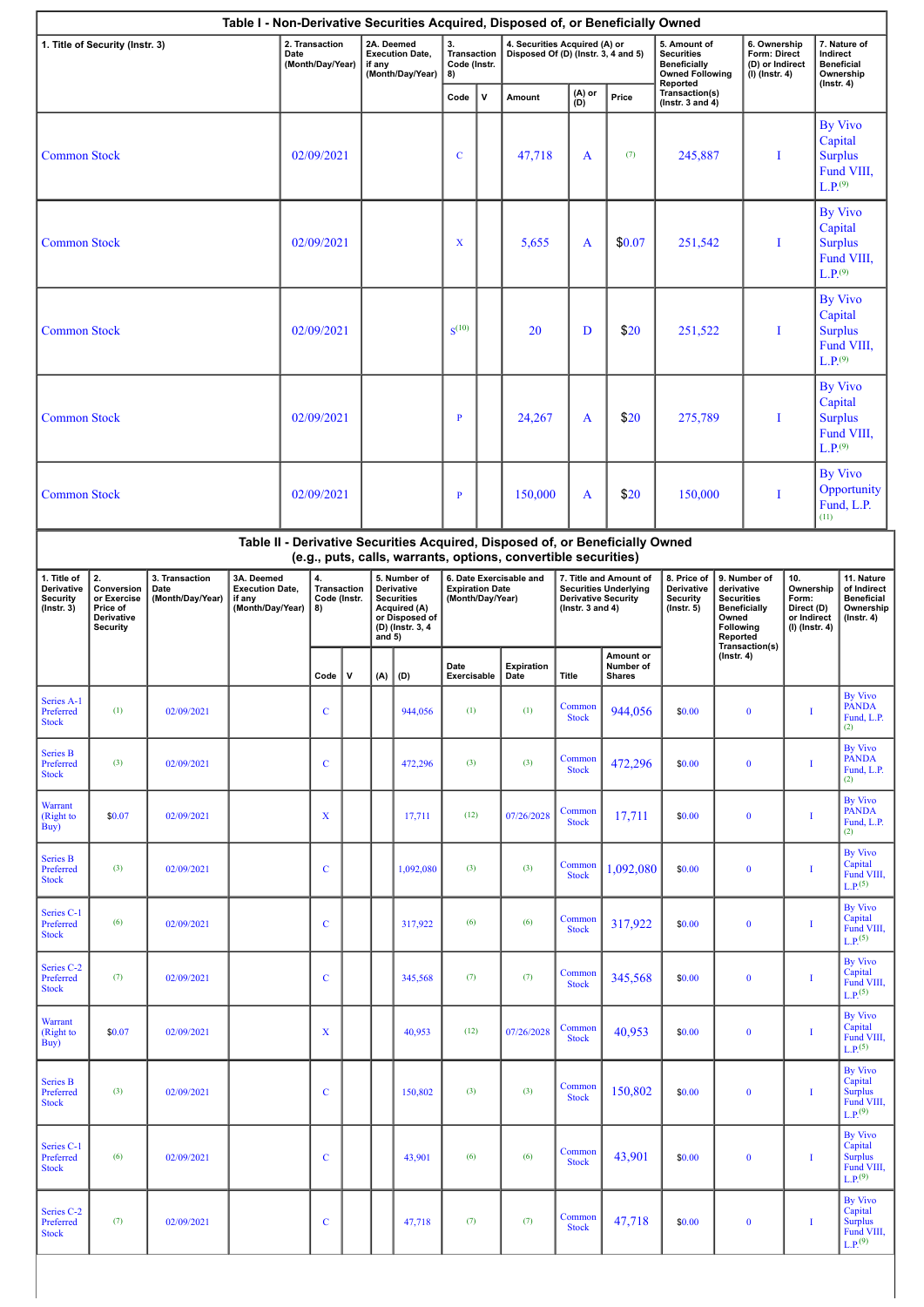## Table I - Non-Derivative Securities Acquired, Disposed of, or Beneficially Owned

| 1. Title of Security (Instr. 3) | 2. Transaction Date (Month/Day/Year) | 2A. Deemed Execution Date, if any (Month/Day/Year) | 3. Transaction Code (Instr. 8) | | 4. Securities Acquired (A) or Disposed Of (D) (Instr. 3, 4 and 5) | | | 5. Amount of Securities Beneficially Owned Following Reported Transaction(s) (Instr. 3 and 4) | 6. Ownership Form: Direct (D) or Indirect (I) (Instr. 4) | 7. Nature of Indirect Beneficial Ownership (Instr. 4) |
|---|---|---|---|---|---|---|---|---|---|---|
| | | | Code | V | Amount | (A) or (D) | Price | | | |
| Common Stock | 02/09/2021 | | C | | 47,718 | A | (7) | 245,887 | I | By Vivo Capital Surplus Fund VIII, L.P.(9) |
| Common Stock | 02/09/2021 | | X | | 5,655 | A | $0.07 | 251,542 | I | By Vivo Capital Surplus Fund VIII, L.P.(9) |
| Common Stock | 02/09/2021 | | S(10) | | 20 | D | $20 | 251,522 | I | By Vivo Capital Surplus Fund VIII, L.P.(9) |
| Common Stock | 02/09/2021 | | P | | 24,267 | A | $20 | 275,789 | I | By Vivo Capital Surplus Fund VIII, L.P.(9) |
| Common Stock | 02/09/2021 | | P | | 150,000 | A | $20 | 150,000 | I | By Vivo Opportunity Fund, L.P.(11) |

## Table II - Derivative Securities Acquired, Disposed of, or Beneficially Owned (e.g., puts, calls, warrants, options, convertible securities)

| 1. Title of Derivative Security (Instr. 3) | 2. Conversion or Exercise Price of Derivative Security | 3. Transaction Date (Month/Day/Year) | 3A. Deemed Execution Date, if any (Month/Day/Year) | 4. Transaction Code (Instr. 8) | | 5. Number of Derivative Securities Acquired (A) or Disposed of (D) (Instr. 3, 4 and 5) | | 6. Date Exercisable and Expiration Date (Month/Day/Year) | | 7. Title and Amount of Securities Underlying Derivative Security (Instr. 3 and 4) | | 8. Price of Derivative Security (Instr. 5) | 9. Number of derivative Securities Beneficially Owned Following Reported Transaction(s) (Instr. 4) | 10. Ownership Form: Direct (D) or Indirect (I) (Instr. 4) | 11. Nature of Indirect Beneficial Ownership (Instr. 4) |
|---|---|---|---|---|---|---|---|---|---|---|---|---|---|---|---|
| | | | | Code | V | (A) | (D) | Date Exercisable | Expiration Date | Title | Amount or Number of Shares | | | | |
| Series A-1 Preferred Stock | (1) | 02/09/2021 | | C | | | 944,056 | (1) | (1) | Common Stock | 944,056 | $0.00 | 0 | I | By Vivo PANDA Fund, L.P.(2) |
| Series B Preferred Stock | (3) | 02/09/2021 | | C | | | 472,296 | (3) | (3) | Common Stock | 472,296 | $0.00 | 0 | I | By Vivo PANDA Fund, L.P.(2) |
| Warrant (Right to Buy) | $0.07 | 02/09/2021 | | X | | | 17,711 | (12) | 07/26/2028 | Common Stock | 17,711 | $0.00 | 0 | I | By Vivo PANDA Fund, L.P.(2) |
| Series B Preferred Stock | (3) | 02/09/2021 | | C | | | 1,092,080 | (3) | (3) | Common Stock | 1,092,080 | $0.00 | 0 | I | By Vivo Capital Fund VIII, L.P.(5) |
| Series C-1 Preferred Stock | (6) | 02/09/2021 | | C | | | 317,922 | (6) | (6) | Common Stock | 317,922 | $0.00 | 0 | I | By Vivo Capital Fund VIII, L.P.(5) |
| Series C-2 Preferred Stock | (7) | 02/09/2021 | | C | | | 345,568 | (7) | (7) | Common Stock | 345,568 | $0.00 | 0 | I | By Vivo Capital Fund VIII, L.P.(5) |
| Warrant (Right to Buy) | $0.07 | 02/09/2021 | | X | | | 40,953 | (12) | 07/26/2028 | Common Stock | 40,953 | $0.00 | 0 | I | By Vivo Capital Fund VIII, L.P.(5) |
| Series B Preferred Stock | (3) | 02/09/2021 | | C | | | 150,802 | (3) | (3) | Common Stock | 150,802 | $0.00 | 0 | I | By Vivo Capital Surplus Fund VIII, L.P.(9) |
| Series C-1 Preferred Stock | (6) | 02/09/2021 | | C | | | 43,901 | (6) | (6) | Common Stock | 43,901 | $0.00 | 0 | I | By Vivo Capital Surplus Fund VIII, L.P.(9) |
| Series C-2 Preferred Stock | (7) | 02/09/2021 | | C | | | 47,718 | (7) | (7) | Common Stock | 47,718 | $0.00 | 0 | I | By Vivo Capital Surplus Fund VIII, L.P.(9) |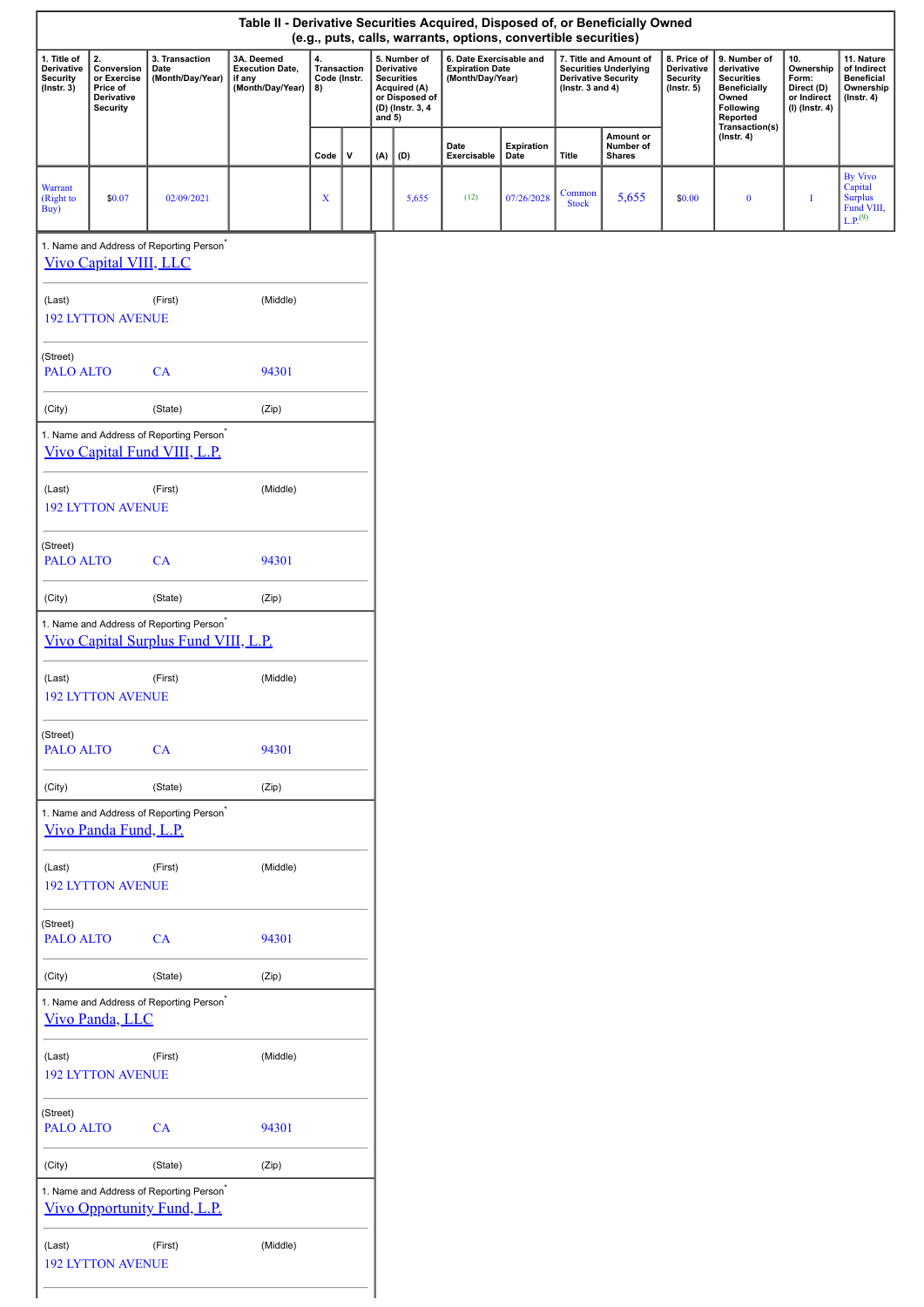## Table II - Derivative Securities Acquired, Disposed of, or Beneficially Owned (e.g., puts, calls, warrants, options, convertible securities)

| 1. Title of Derivative Security (Instr. 3) | 2. Conversion or Exercise Price of Derivative Security | 3. Transaction Date (Month/Day/Year) | 3A. Deemed Execution Date, if any (Month/Day/Year) | 4. Transaction Code (Instr. 8) | | 5. Number of Derivative Securities Acquired (A) or Disposed of (D) (Instr. 3, 4 and 5) | | 6. Date Exercisable and Expiration Date (Month/Day/Year) | | 7. Title and Amount of Securities Underlying Derivative Security (Instr. 3 and 4) | | 8. Price of Derivative Security (Instr. 5) | 9. Number of derivative Securities Beneficially Owned Following Reported Transaction(s) (Instr. 4) | 10. Ownership Form: Direct (D) or Indirect (I) (Instr. 4) | 11. Nature of Indirect Beneficial Ownership (Instr. 4) |
|---|---|---|---|---|---|---|---|---|---|---|---|---|---|---|---|
| | | | | Code | V | (A) | (D) | Date Exercisable | Expiration Date | Title | Amount or Number of Shares | | | | |
| Warrant (Right to Buy) | $0.07 | 02/09/2021 | | X | | | 5,655 | (12) | 07/26/2028 | Common Stock | 5,655 | $0.00 | 0 | I | By Vivo Capital Surplus Fund VIII, L.P.(9) |

1. Name and Address of Reporting Person*
Vivo Capital VIII, LLC

(Last) (First) (Middle)
192 LYTTON AVENUE

(Street)
PALO ALTO CA 94301

(City) (State) (Zip)

1. Name and Address of Reporting Person*
Vivo Capital Fund VIII, L.P.

(Last) (First) (Middle)
192 LYTTON AVENUE

(Street)
PALO ALTO CA 94301

(City) (State) (Zip)

1. Name and Address of Reporting Person*
Vivo Capital Surplus Fund VIII, L.P.

(Last) (First) (Middle)
192 LYTTON AVENUE

(Street)
PALO ALTO CA 94301

(City) (State) (Zip)

1. Name and Address of Reporting Person*
Vivo Panda Fund, L.P.

(Last) (First) (Middle)
192 LYTTON AVENUE

(Street)
PALO ALTO CA 94301

(City) (State) (Zip)

1. Name and Address of Reporting Person*
Vivo Panda, LLC

(Last) (First) (Middle)
192 LYTTON AVENUE

(Street)
PALO ALTO CA 94301

(City) (State) (Zip)

1. Name and Address of Reporting Person*
Vivo Opportunity Fund, L.P.

(Last) (First) (Middle)
192 LYTTON AVENUE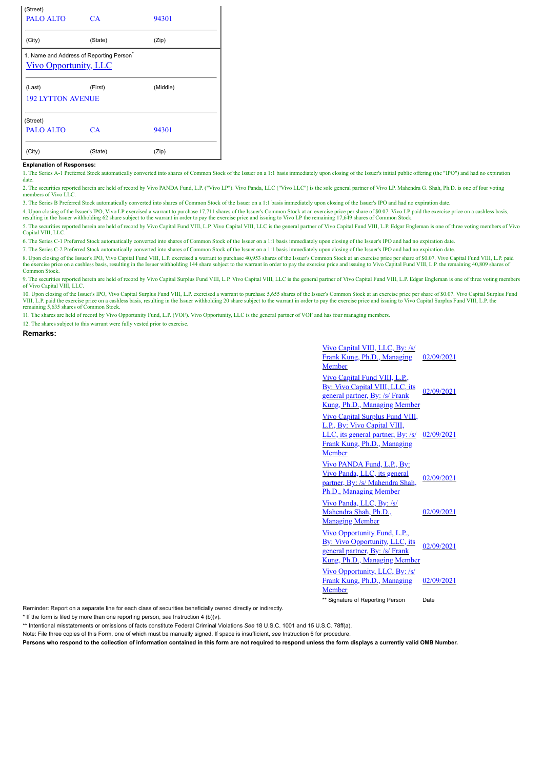| | | |
|---|---|---|
| (Street) | | |
| PALO ALTO | CA | 94301 |
| (City) | (State) | (Zip) |

| | | |
|---|---|---|
| 1. Name and Address of Reporting Person* | | |
| Vivo Opportunity, LLC | | |
| (Last) | (First) | (Middle) |
| 192 LYTTON AVENUE | | |
| (Street) | | |
| PALO ALTO | CA | 94301 |
| (City) | (State) | (Zip) |

**Explanation of Responses:**

1. The Series A-1 Preferred Stock automatically converted into shares of Common Stock of the Issuer on a 1:1 basis immediately upon closing of the Issuer's initial public offering (the "IPO") and had no expiration date.

2. The securities reported herein are held of record by Vivo PANDA Fund, L.P. ("Vivo LP"). Vivo Panda, LLC ("Vivo LLC") is the sole general partner of Vivo LP. Mahendra G. Shah, Ph.D. is one of four voting members of Vivo LLC.

3. The Series B Preferred Stock automatically converted into shares of Common Stock of the Issuer on a 1:1 basis immediately upon closing of the Issuer's IPO and had no expiration date.

4. Upon closing of the Issuer's IPO, Vivo LP exercised a warrant to purchase 17,711 shares of the Issuer's Common Stock at an exercise price per share of $0.07. Vivo LP paid the exercise price on a cashless basis, resulting in the Issuer withholding 62 share subject to the warrant in order to pay the exercise price and issuing to Vivo LP the remaining 17,649 shares of Common Stock.

5. The securities reported herein are held of record by Vivo Capital Fund VIII, L.P. Vivo Capital VIII, LLC is the general partner of Vivo Capital Fund VIII, L.P. Edgar Engleman is one of three voting members of Vivo Capital VIII, LLC.

6. The Series C-1 Preferred Stock automatically converted into shares of Common Stock of the Issuer on a 1:1 basis immediately upon closing of the Issuer's IPO and had no expiration date.

7. The Series C-2 Preferred Stock automatically converted into shares of Common Stock of the Issuer on a 1:1 basis immediately upon closing of the Issuer's IPO and had no expiration date.

8. Upon closing of the Issuer's IPO, Vivo Capital Fund VIII, L.P. exercised a warrant to purchase 40,953 shares of the Issuer's Common Stock at an exercise price per share of $0.07. Vivo Capital Fund VIII, L.P. paid the exercise price on a cashless basis, resulting in the Issuer withholding 144 share subject to the warrant in order to pay the exercise price and issuing to Vivo Capital Fund VIII, L.P. the remaining 40,809 shares of Common Stock.

9. The securities reported herein are held of record by Vivo Capital Surplus Fund VIII, L.P. Vivo Capital VIII, LLC is the general partner of Vivo Capital Fund VIII, L.P. Edgar Engleman is one of three voting members of Vivo Capital VIII, LLC.

10. Upon closing of the Issuer's IPO, Vivo Capital Surplus Fund VIII, L.P. exercised a warrant to purchase 5,655 shares of the Issuer's Common Stock at an exercise price per share of $0.07. Vivo Capital Surplus Fund VIII, L.P. paid the exercise price on a cashless basis, resulting in the Issuer withholding 20 share subject to the warrant in order to pay the exercise price and issuing to Vivo Capital Surplus Fund VIII, L.P. the remaining 5,635 shares of Common Stock.

11. The shares are held of record by Vivo Opportunity Fund, L.P. (VOF). Vivo Opportunity, LLC is the general partner of VOF and has four managing members.

12. The shares subject to this warrant were fully vested prior to exercise.

**Remarks:**

| | |
|---|---|
| Vivo Capital VIII, LLC, By: /s/ Frank Kung, Ph.D., Managing Member | 02/09/2021 |
| Vivo Capital Fund VIII, L.P., By: Vivo Capital VIII, LLC, its general partner, By: /s/ Frank Kung, Ph.D., Managing Member | 02/09/2021 |
| Vivo Capital Surplus Fund VIII, L.P., By: Vivo Capital VIII, LLC, its general partner, By: /s/ Frank Kung, Ph.D., Managing Member | 02/09/2021 |
| Vivo PANDA Fund, L.P., By: Vivo Panda, LLC, its general partner, By: /s/ Mahendra Shah, Ph.D., Managing Member | 02/09/2021 |
| Vivo Panda, LLC, By: /s/ Mahendra Shah, Ph.D., Managing Member | 02/09/2021 |
| Vivo Opportunity Fund, L.P., By: Vivo Opportunity, LLC, its general partner, By: /s/ Frank Kung, Ph.D., Managing Member | 02/09/2021 |
| Vivo Opportunity, LLC, By: /s/ Frank Kung, Ph.D., Managing Member | 02/09/2021 |
| ** Signature of Reporting Person | Date |

Reminder: Report on a separate line for each class of securities beneficially owned directly or indirectly.

\* If the form is filed by more than one reporting person, *see* Instruction 4 (b)(v).

** Intentional misstatements or omissions of facts constitute Federal Criminal Violations *See* 18 U.S.C. 1001 and 15 U.S.C. 78ff(a).

Note: File three copies of this Form, one of which must be manually signed. If space is insufficient, *see* Instruction 6 for procedure.

**Persons who respond to the collection of information contained in this form are not required to respond unless the form displays a currently valid OMB Number.**